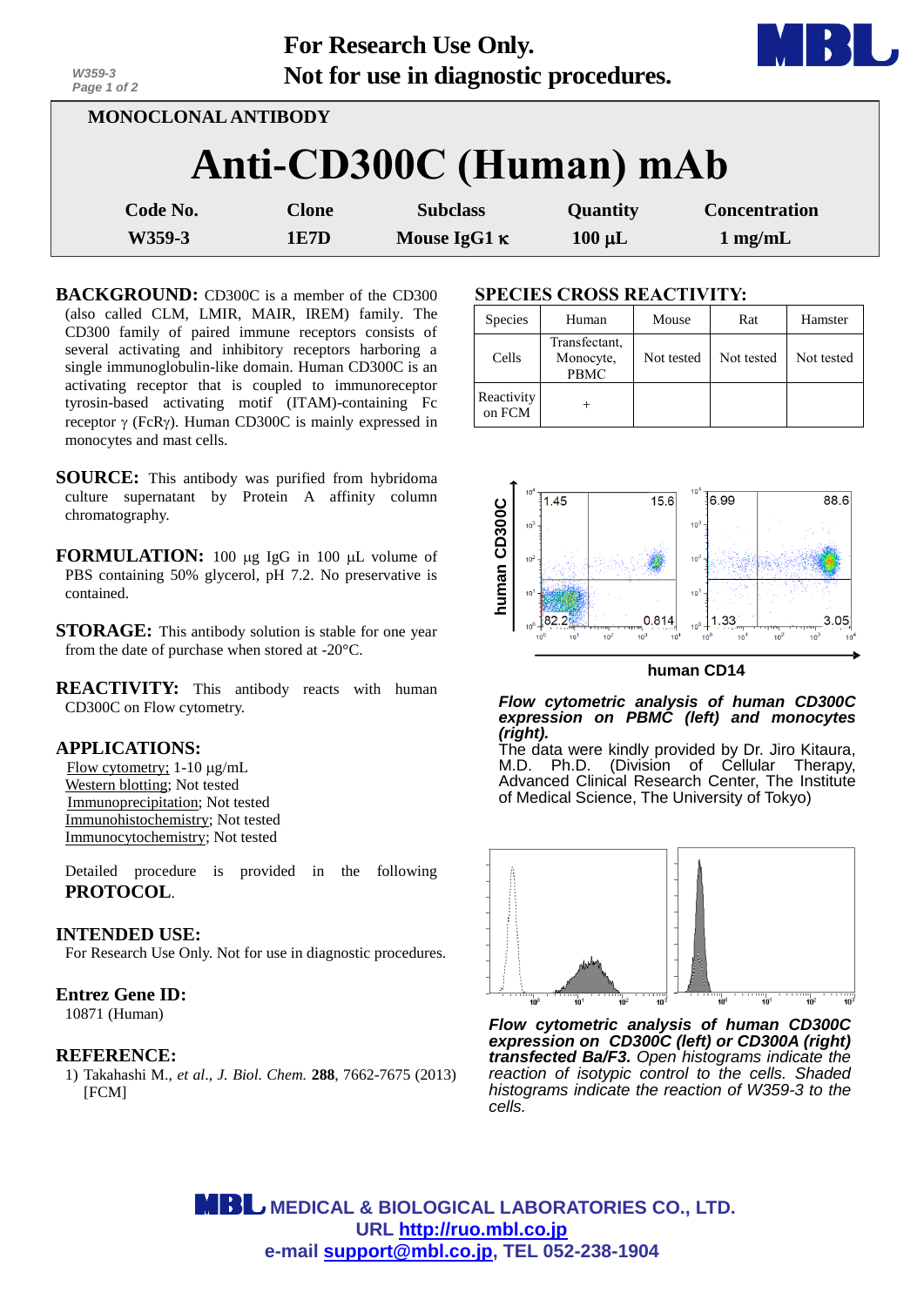For Research Use Only.
Not for use in diagnostic procedures.

MONOCLONAL ANTIBODY

# Anti-CD300C (Human) mAb

| Code No. | Clone | Subclass | Quantity | Concentration |
|---|---|---|---|---|
| W359-3 | 1E7D | Mouse IgG1 κ | 100 μL | 1 mg/mL |

**BACKGROUND:** CD300C is a member of the CD300 (also called CLM, LMIR, MAIR, IREM) family. The CD300 family of paired immune receptors consists of several activating and inhibitory receptors harboring a single immunoglobulin-like domain. Human CD300C is an activating receptor that is coupled to immunoreceptor tyrosin-based activating motif (ITAM)-containing Fc receptor γ (FcRγ). Human CD300C is mainly expressed in monocytes and mast cells.

**SOURCE:** This antibody was purified from hybridoma culture supernatant by Protein A affinity column chromatography.

**FORMULATION:** 100 μg IgG in 100 μL volume of PBS containing 50% glycerol, pH 7.2. No preservative is contained.

**STORAGE:** This antibody solution is stable for one year from the date of purchase when stored at -20°C.

**REACTIVITY:** This antibody reacts with human CD300C on Flow cytometry.

**APPLICATIONS:**

Flow cytometry; 1-10 μg/mL
Western blotting; Not tested
Immunoprecipitation; Not tested
Immunohistochemistry; Not tested
Immunocytochemistry; Not tested

Detailed procedure is provided in the following **PROTOCOL**.

**INTENDED USE:**
For Research Use Only. Not for use in diagnostic procedures.

**Entrez Gene ID:**
10871 (Human)

**REFERENCE:**
1) Takahashi M., *et al*., *J. Biol. Chem.* **288**, 7662-7675 (2013) [FCM]

**SPECIES CROSS REACTIVITY:**

| Species | Human | Mouse | Rat | Hamster |
|---|---|---|---|---|
| Cells | Transfectant, Monocyte, PBMC | Not tested | Not tested | Not tested |
| Reactivity on FCM | + | | | |

***Flow cytometric analysis of human CD300C expression on PBMC (left) and monocytes (right).***
The data were kindly provided by Dr. Jiro Kitaura, M.D. Ph.D. (Division of Cellular Therapy, Advanced Clinical Research Center, The Institute of Medical Science, The University of Tokyo)

***Flow cytometric analysis of human CD300C expression on CD300C (left) or CD300A (right) transfected Ba/F3.*** *Open histograms indicate the reaction of isotypic control to the cells. Shaded histograms indicate the reaction of W359-3 to the cells.*

MEDICAL & BIOLOGICAL LABORATORIES CO., LTD.
URL http://ruo.mbl.co.jp
e-mail support@mbl.co.jp, TEL 052-238-1904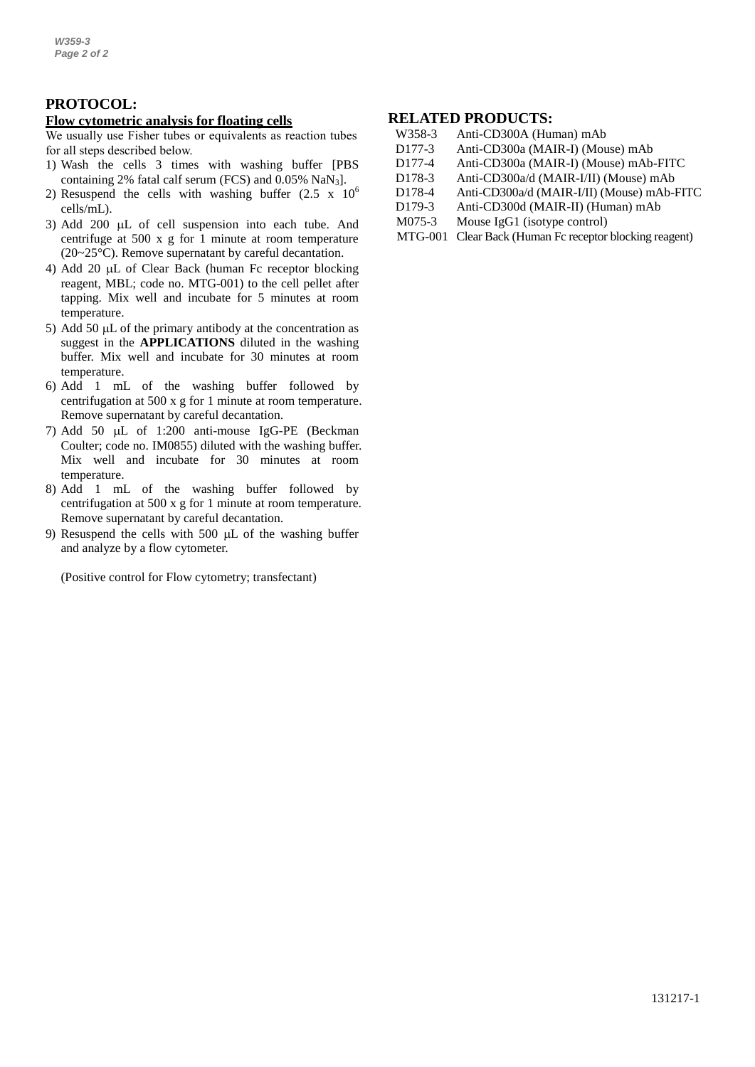## PROTOCOL:

### Flow cytometric analysis for floating cells

We usually use Fisher tubes or equivalents as reaction tubes for all steps described below.

1) Wash the cells 3 times with washing buffer [PBS containing 2% fatal calf serum (FCS) and 0.05% $NaN_3$].
2) Resuspend the cells with washing buffer (2.5 x $10^6$ cells/mL).
3) Add 200 μL of cell suspension into each tube. And centrifuge at 500 x g for 1 minute at room temperature (20~25°C). Remove supernatant by careful decantation.
4) Add 20 μL of Clear Back (human Fc receptor blocking reagent, MBL; code no. MTG-001) to the cell pellet after tapping. Mix well and incubate for 5 minutes at room temperature.
5) Add 50 μL of the primary antibody at the concentration as suggest in the **APPLICATIONS** diluted in the washing buffer. Mix well and incubate for 30 minutes at room temperature.
6) Add 1 mL of the washing buffer followed by centrifugation at 500 x g for 1 minute at room temperature. Remove supernatant by careful decantation.
7) Add 50 μL of 1:200 anti-mouse IgG-PE (Beckman Coulter; code no. IM0855) diluted with the washing buffer. Mix well and incubate for 30 minutes at room temperature.
8) Add 1 mL of the washing buffer followed by centrifugation at 500 x g for 1 minute at room temperature. Remove supernatant by careful decantation.
9) Resuspend the cells with 500 μL of the washing buffer and analyze by a flow cytometer.

(Positive control for Flow cytometry; transfectant)

## RELATED PRODUCTS:

| | |
|---|---|
| W358-3 | Anti-CD300A (Human) mAb |
| D177-3 | Anti-CD300a (MAIR-I) (Mouse) mAb |
| D177-4 | Anti-CD300a (MAIR-I) (Mouse) mAb-FITC |
| D178-3 | Anti-CD300a/d (MAIR-I/II) (Mouse) mAb |
| D178-4 | Anti-CD300a/d (MAIR-I/II) (Mouse) mAb-FITC |
| D179-3 | Anti-CD300d (MAIR-II) (Human) mAb |
| M075-3 | Mouse IgG1 (isotype control) |
| MTG-001 | Clear Back (Human Fc receptor blocking reagent) |